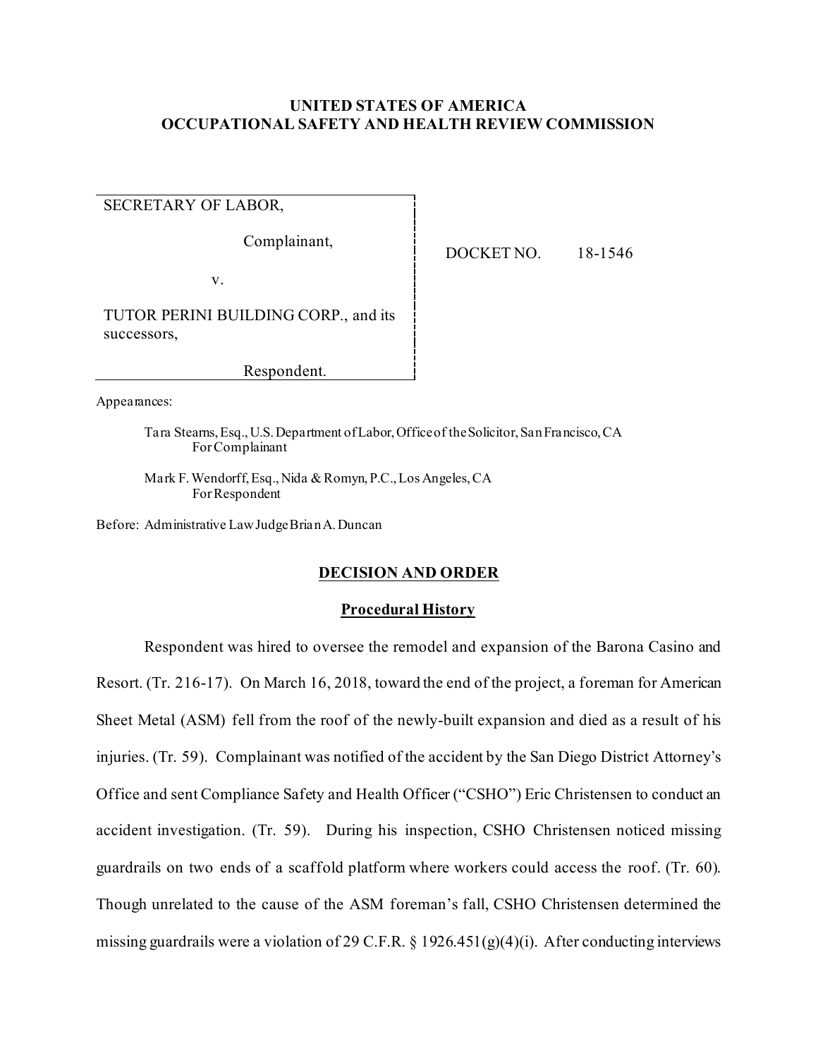**UNITED STATES OF AMERICA**
**OCCUPATIONAL SAFETY AND HEALTH REVIEW COMMISSION**

| | |
|---|---|
| SECRETARY OF LABOR,<br><br>Complainant,<br><br>v.<br><br>TUTOR PERINI BUILDING CORP., and its successors,<br><br>Respondent. | DOCKET NO. 18-1546 |

Appearances:

Tara Stearns, Esq., U.S. Department of Labor, Office of the Solicitor, San Francisco, CA
For Complainant

Mark F. Wendorff, Esq., Nida & Romyn, P.C., Los Angeles, CA
For Respondent

Before: Administrative Law Judge Brian A. Duncan

## DECISION AND ORDER

### Procedural History

Respondent was hired to oversee the remodel and expansion of the Barona Casino and Resort. (Tr. 216-17). On March 16, 2018, toward the end of the project, a foreman for American Sheet Metal (ASM) fell from the roof of the newly-built expansion and died as a result of his injuries. (Tr. 59). Complainant was notified of the accident by the San Diego District Attorney's Office and sent Compliance Safety and Health Officer ("CSHO") Eric Christensen to conduct an accident investigation. (Tr. 59). During his inspection, CSHO Christensen noticed missing guardrails on two ends of a scaffold platform where workers could access the roof. (Tr. 60). Though unrelated to the cause of the ASM foreman's fall, CSHO Christensen determined the missing guardrails were a violation of 29 C.F.R. § 1926.451(g)(4)(i). After conducting interviews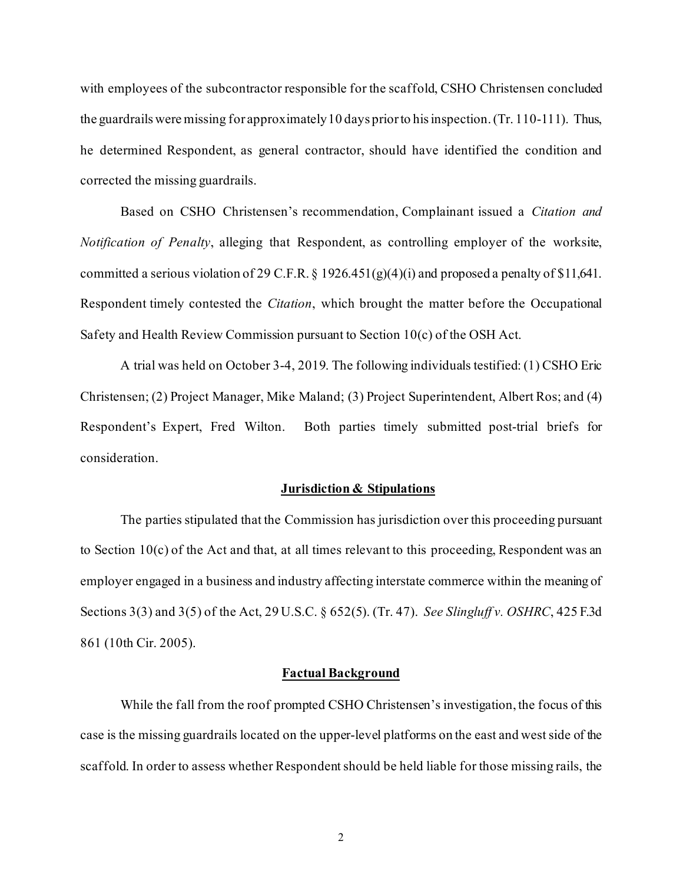with employees of the subcontractor responsible for the scaffold, CSHO Christensen concluded the guardrails were missing for approximately 10 days prior to his inspection. (Tr. 110-111). Thus, he determined Respondent, as general contractor, should have identified the condition and corrected the missing guardrails.

Based on CSHO Christensen's recommendation, Complainant issued a *Citation and Notification of Penalty*, alleging that Respondent, as controlling employer of the worksite, committed a serious violation of 29 C.F.R. § 1926.451(g)(4)(i) and proposed a penalty of $11,641. Respondent timely contested the *Citation*, which brought the matter before the Occupational Safety and Health Review Commission pursuant to Section 10(c) of the OSH Act.

A trial was held on October 3-4, 2019. The following individuals testified: (1) CSHO Eric Christensen; (2) Project Manager, Mike Maland; (3) Project Superintendent, Albert Ros; and (4) Respondent's Expert, Fred Wilton. Both parties timely submitted post-trial briefs for consideration.

## Jurisdiction & Stipulations

The parties stipulated that the Commission has jurisdiction over this proceeding pursuant to Section 10(c) of the Act and that, at all times relevant to this proceeding, Respondent was an employer engaged in a business and industry affecting interstate commerce within the meaning of Sections 3(3) and 3(5) of the Act, 29 U.S.C. § 652(5). (Tr. 47). *See Slingluff v. OSHRC*, 425 F.3d 861 (10th Cir. 2005).

## Factual Background

While the fall from the roof prompted CSHO Christensen's investigation, the focus of this case is the missing guardrails located on the upper-level platforms on the east and west side of the scaffold. In order to assess whether Respondent should be held liable for those missing rails, the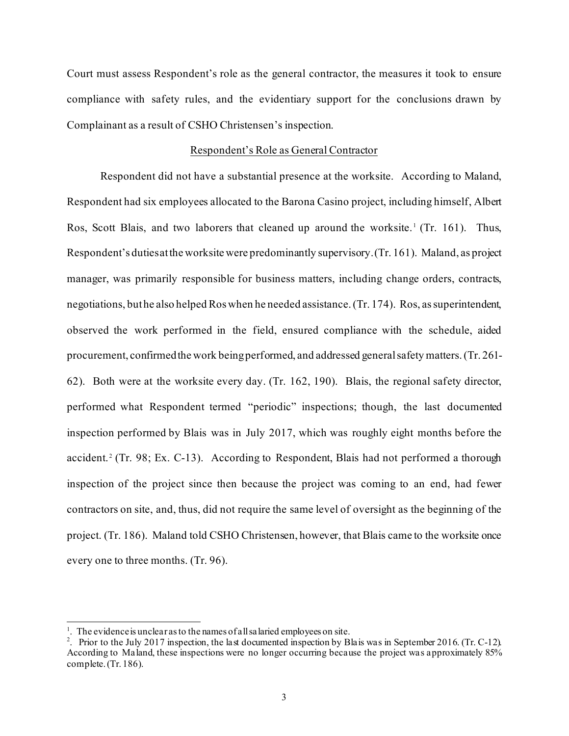Court must assess Respondent's role as the general contractor, the measures it took to ensure compliance with safety rules, and the evidentiary support for the conclusions drawn by Complainant as a result of CSHO Christensen's inspection.

Respondent's Role as General Contractor

Respondent did not have a substantial presence at the worksite. According to Maland, Respondent had six employees allocated to the Barona Casino project, including himself, Albert Ros, Scott Blais, and two laborers that cleaned up around the worksite.[1] (Tr. 161). Thus, Respondent's duties at the worksite were predominantly supervisory. (Tr. 161). Maland, as project manager, was primarily responsible for business matters, including change orders, contracts, negotiations, but he also helped Ros when he needed assistance. (Tr. 174). Ros, as superintendent, observed the work performed in the field, ensured compliance with the schedule, aided procurement, confirmed the work being performed, and addressed general safety matters. (Tr. 261-62). Both were at the worksite every day. (Tr. 162, 190). Blais, the regional safety director, performed what Respondent termed "periodic" inspections; though, the last documented inspection performed by Blais was in July 2017, which was roughly eight months before the accident.[2] (Tr. 98; Ex. C-13). According to Respondent, Blais had not performed a thorough inspection of the project since then because the project was coming to an end, had fewer contractors on site, and, thus, did not require the same level of oversight as the beginning of the project. (Tr. 186). Maland told CSHO Christensen, however, that Blais came to the worksite once every one to three months. (Tr. 96).

---

[1]. The evidence is unclear as to the names of all salaried employees on site.

[2]. Prior to the July 2017 inspection, the last documented inspection by Blais was in September 2016. (Tr. C-12). According to Maland, these inspections were no longer occurring because the project was approximately 85% complete. (Tr. 186).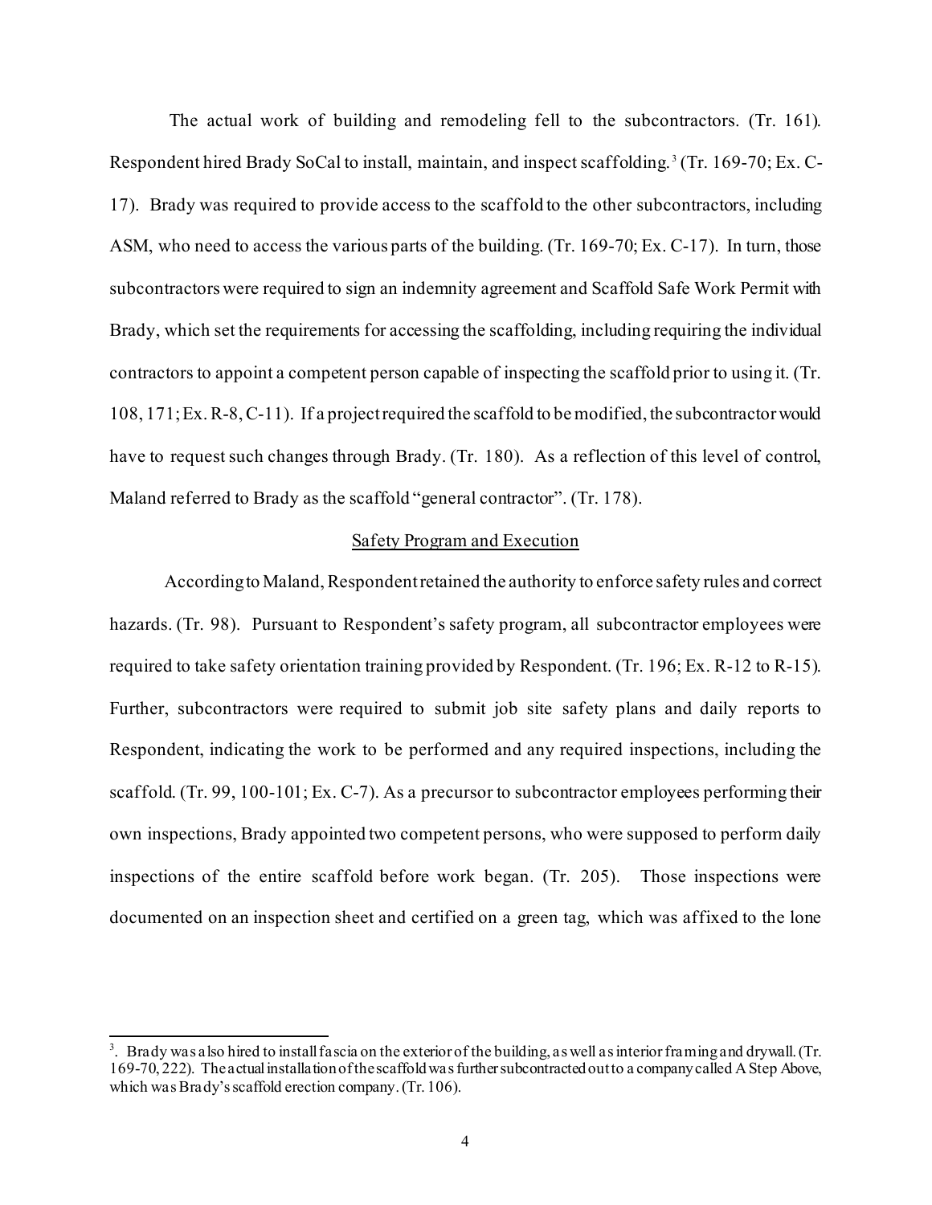The actual work of building and remodeling fell to the subcontractors. (Tr. 161). Respondent hired Brady SoCal to install, maintain, and inspect scaffolding.[3] (Tr. 169-70; Ex. C-17). Brady was required to provide access to the scaffold to the other subcontractors, including ASM, who need to access the various parts of the building. (Tr. 169-70; Ex. C-17). In turn, those subcontractors were required to sign an indemnity agreement and Scaffold Safe Work Permit with Brady, which set the requirements for accessing the scaffolding, including requiring the individual contractors to appoint a competent person capable of inspecting the scaffold prior to using it. (Tr. 108, 171; Ex. R-8, C-11). If a project required the scaffold to be modified, the subcontractor would have to request such changes through Brady. (Tr. 180). As a reflection of this level of control, Maland referred to Brady as the scaffold "general contractor". (Tr. 178).

## Safety Program and Execution

According to Maland, Respondent retained the authority to enforce safety rules and correct hazards. (Tr. 98). Pursuant to Respondent's safety program, all subcontractor employees were required to take safety orientation training provided by Respondent. (Tr. 196; Ex. R-12 to R-15). Further, subcontractors were required to submit job site safety plans and daily reports to Respondent, indicating the work to be performed and any required inspections, including the scaffold. (Tr. 99, 100-101; Ex. C-7). As a precursor to subcontractor employees performing their own inspections, Brady appointed two competent persons, who were supposed to perform daily inspections of the entire scaffold before work began. (Tr. 205). Those inspections were documented on an inspection sheet and certified on a green tag, which was affixed to the lone

---

[3]. Brady was also hired to install fascia on the exterior of the building, as well as interior framing and drywall. (Tr. 169-70, 222). The actual installation of the scaffold was further subcontracted out to a company called A Step Above, which was Brady's scaffold erection company. (Tr. 106).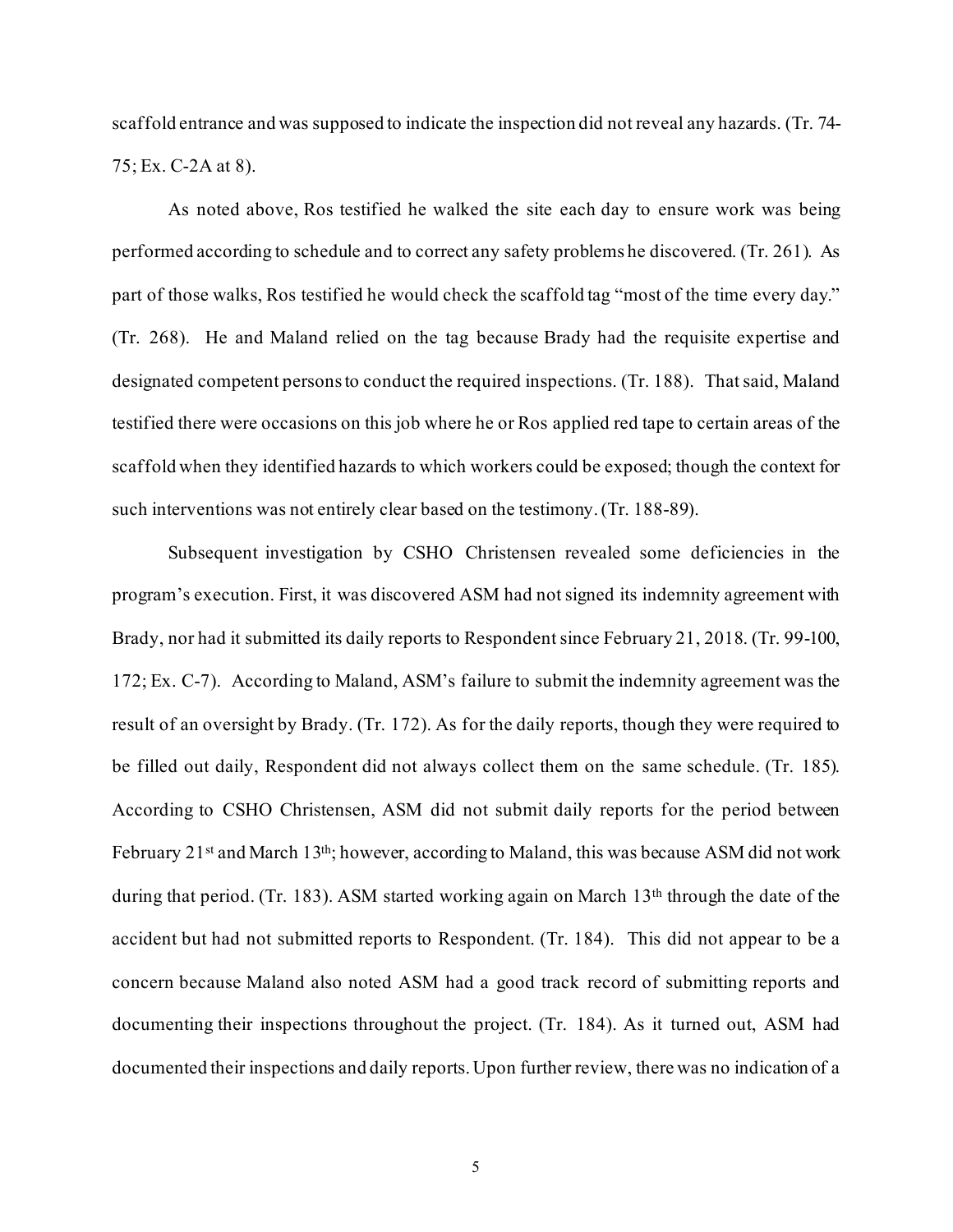scaffold entrance and was supposed to indicate the inspection did not reveal any hazards. (Tr. 74-75; Ex. C-2A at 8).

As noted above, Ros testified he walked the site each day to ensure work was being performed according to schedule and to correct any safety problems he discovered. (Tr. 261). As part of those walks, Ros testified he would check the scaffold tag "most of the time every day." (Tr. 268). He and Maland relied on the tag because Brady had the requisite expertise and designated competent persons to conduct the required inspections. (Tr. 188). That said, Maland testified there were occasions on this job where he or Ros applied red tape to certain areas of the scaffold when they identified hazards to which workers could be exposed; though the context for such interventions was not entirely clear based on the testimony. (Tr. 188-89).

Subsequent investigation by CSHO Christensen revealed some deficiencies in the program's execution. First, it was discovered ASM had not signed its indemnity agreement with Brady, nor had it submitted its daily reports to Respondent since February 21, 2018. (Tr. 99-100, 172; Ex. C-7). According to Maland, ASM's failure to submit the indemnity agreement was the result of an oversight by Brady. (Tr. 172). As for the daily reports, though they were required to be filled out daily, Respondent did not always collect them on the same schedule. (Tr. 185). According to CSHO Christensen, ASM did not submit daily reports for the period between February 21st and March 13th; however, according to Maland, this was because ASM did not work during that period. (Tr. 183). ASM started working again on March 13th through the date of the accident but had not submitted reports to Respondent. (Tr. 184). This did not appear to be a concern because Maland also noted ASM had a good track record of submitting reports and documenting their inspections throughout the project. (Tr. 184). As it turned out, ASM had documented their inspections and daily reports. Upon further review, there was no indication of a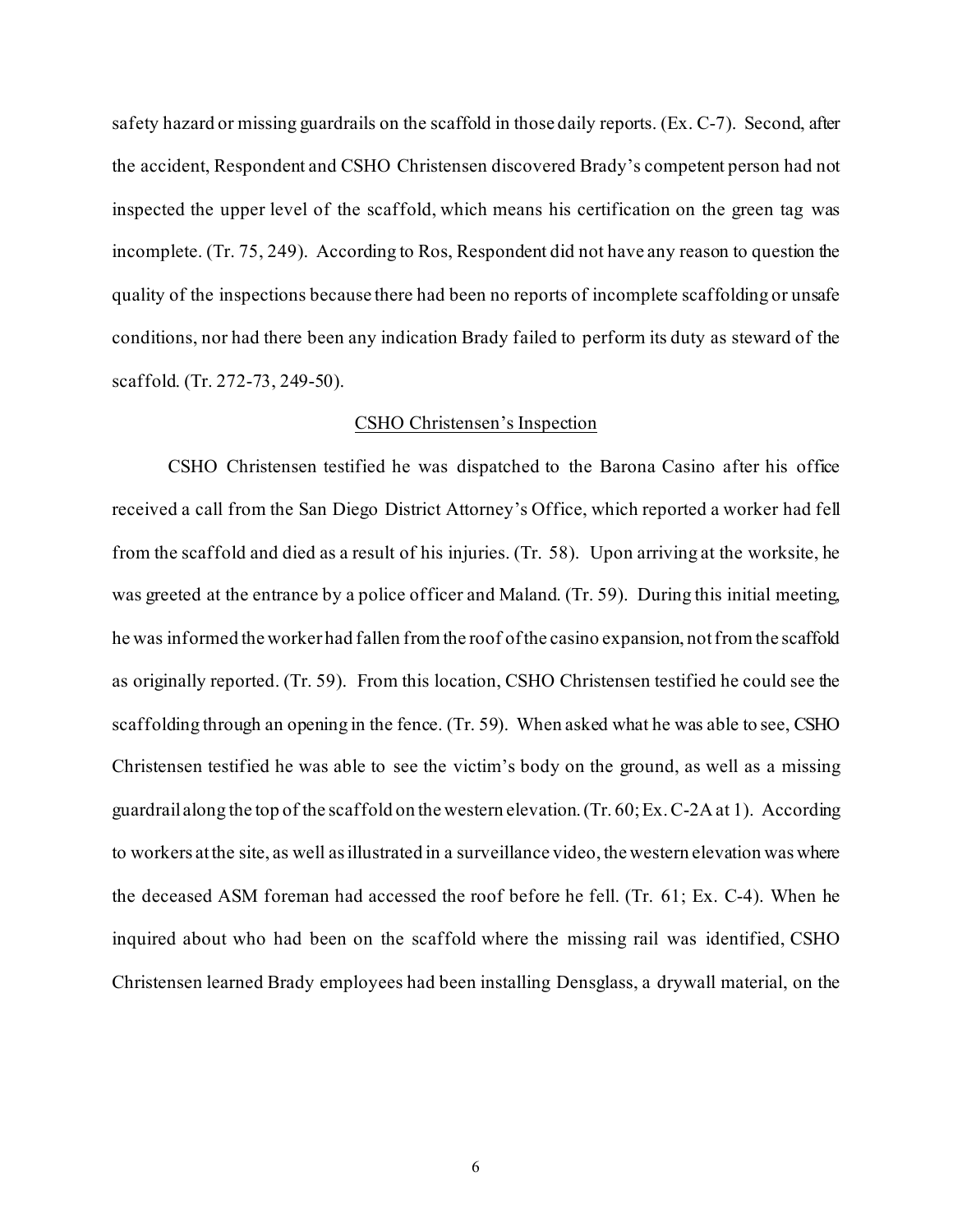safety hazard or missing guardrails on the scaffold in those daily reports. (Ex. C-7). Second, after the accident, Respondent and CSHO Christensen discovered Brady's competent person had not inspected the upper level of the scaffold, which means his certification on the green tag was incomplete. (Tr. 75, 249). According to Ros, Respondent did not have any reason to question the quality of the inspections because there had been no reports of incomplete scaffolding or unsafe conditions, nor had there been any indication Brady failed to perform its duty as steward of the scaffold. (Tr. 272-73, 249-50).

<u>CSHO Christensen's Inspection</u>

CSHO Christensen testified he was dispatched to the Barona Casino after his office received a call from the San Diego District Attorney's Office, which reported a worker had fell from the scaffold and died as a result of his injuries. (Tr. 58). Upon arriving at the worksite, he was greeted at the entrance by a police officer and Maland. (Tr. 59). During this initial meeting, he was informed the worker had fallen from the roof of the casino expansion, not from the scaffold as originally reported. (Tr. 59). From this location, CSHO Christensen testified he could see the scaffolding through an opening in the fence. (Tr. 59). When asked what he was able to see, CSHO Christensen testified he was able to see the victim's body on the ground, as well as a missing guardrail along the top of the scaffold on the western elevation. (Tr. 60; Ex. C-2A at 1). According to workers at the site, as well as illustrated in a surveillance video, the western elevation was where the deceased ASM foreman had accessed the roof before he fell. (Tr. 61; Ex. C-4). When he inquired about who had been on the scaffold where the missing rail was identified, CSHO Christensen learned Brady employees had been installing Densglass, a drywall material, on the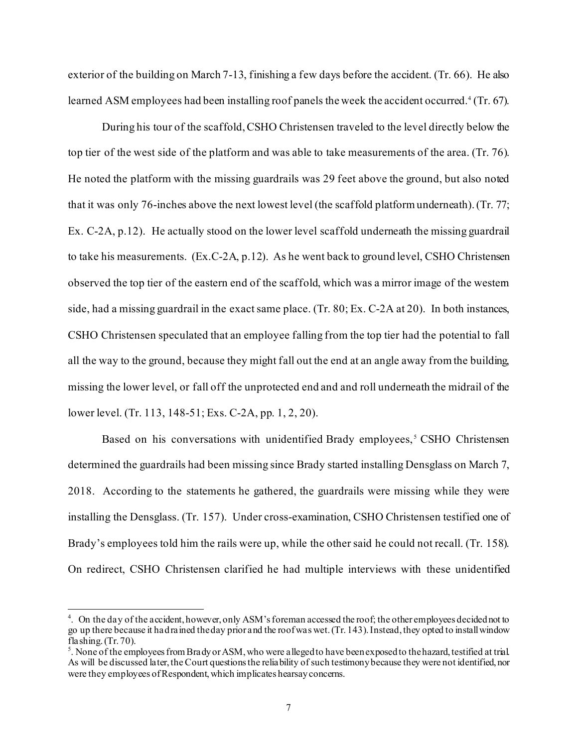exterior of the building on March 7-13, finishing a few days before the accident. (Tr. 66). He also learned ASM employees had been installing roof panels the week the accident occurred.[4] (Tr. 67).

During his tour of the scaffold, CSHO Christensen traveled to the level directly below the top tier of the west side of the platform and was able to take measurements of the area. (Tr. 76). He noted the platform with the missing guardrails was 29 feet above the ground, but also noted that it was only 76-inches above the next lowest level (the scaffold platform underneath). (Tr. 77; Ex. C-2A, p.12). He actually stood on the lower level scaffold underneath the missing guardrail to take his measurements. (Ex.C-2A, p.12). As he went back to ground level, CSHO Christensen observed the top tier of the eastern end of the scaffold, which was a mirror image of the western side, had a missing guardrail in the exact same place. (Tr. 80; Ex. C-2A at 20). In both instances, CSHO Christensen speculated that an employee falling from the top tier had the potential to fall all the way to the ground, because they might fall out the end at an angle away from the building, missing the lower level, or fall off the unprotected end and and roll underneath the midrail of the lower level. (Tr. 113, 148-51; Exs. C-2A, pp. 1, 2, 20).

Based on his conversations with unidentified Brady employees,[5] CSHO Christensen determined the guardrails had been missing since Brady started installing Densglass on March 7, 2018. According to the statements he gathered, the guardrails were missing while they were installing the Densglass. (Tr. 157). Under cross-examination, CSHO Christensen testified one of Brady's employees told him the rails were up, while the other said he could not recall. (Tr. 158). On redirect, CSHO Christensen clarified he had multiple interviews with these unidentified

---

[4]. On the day of the accident, however, only ASM's foreman accessed the roof; the other employees decided not to go up there because it had rained the day prior and the roof was wet. (Tr. 143). Instead, they opted to install window flashing. (Tr. 70).

[5]. None of the employees from Brady or ASM, who were alleged to have been exposed to the hazard, testified at trial. As will be discussed later, the Court questions the reliability of such testimony because they were not identified, nor were they employees of Respondent, which implicates hearsay concerns.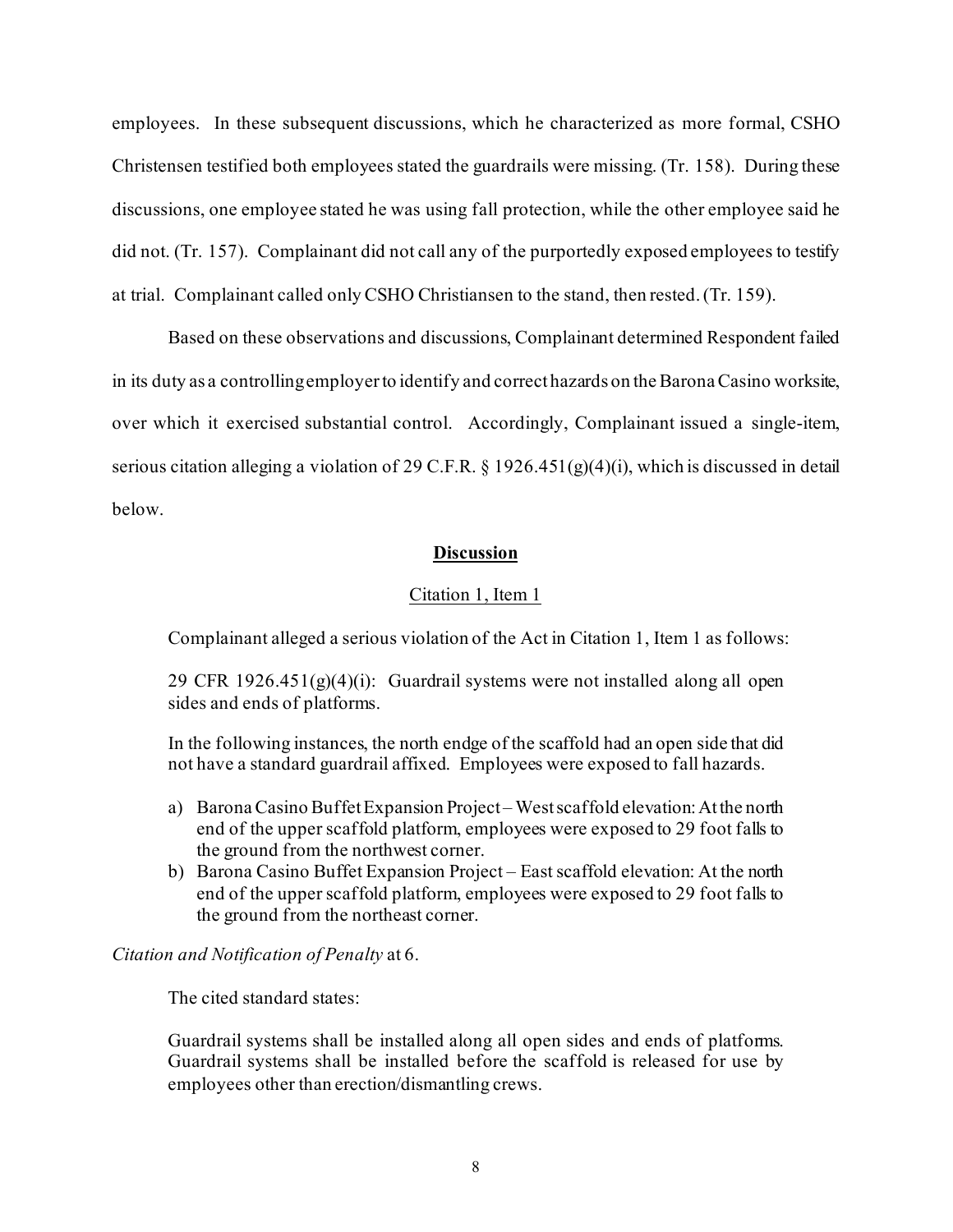employees. In these subsequent discussions, which he characterized as more formal, CSHO Christensen testified both employees stated the guardrails were missing. (Tr. 158). During these discussions, one employee stated he was using fall protection, while the other employee said he did not. (Tr. 157). Complainant did not call any of the purportedly exposed employees to testify at trial. Complainant called only CSHO Christiansen to the stand, then rested. (Tr. 159).

Based on these observations and discussions, Complainant determined Respondent failed in its duty as a controlling employer to identify and correct hazards on the Barona Casino worksite, over which it exercised substantial control. Accordingly, Complainant issued a single-item, serious citation alleging a violation of 29 C.F.R. § 1926.451(g)(4)(i), which is discussed in detail below.

## **Discussion**

### Citation 1, Item 1

Complainant alleged a serious violation of the Act in Citation 1, Item 1 as follows:

> 29 CFR 1926.451(g)(4)(i): Guardrail systems were not installed along all open sides and ends of platforms.
>
> In the following instances, the north endge of the scaffold had an open side that did not have a standard guardrail affixed. Employees were exposed to fall hazards.
>
> a) Barona Casino Buffet Expansion Project – West scaffold elevation: At the north end of the upper scaffold platform, employees were exposed to 29 foot falls to the ground from the northwest corner.
> b) Barona Casino Buffet Expansion Project – East scaffold elevation: At the north end of the upper scaffold platform, employees were exposed to 29 foot falls to the ground from the northeast corner.

*Citation and Notification of Penalty* at 6.

The cited standard states:

> Guardrail systems shall be installed along all open sides and ends of platforms. Guardrail systems shall be installed before the scaffold is released for use by employees other than erection/dismantling crews.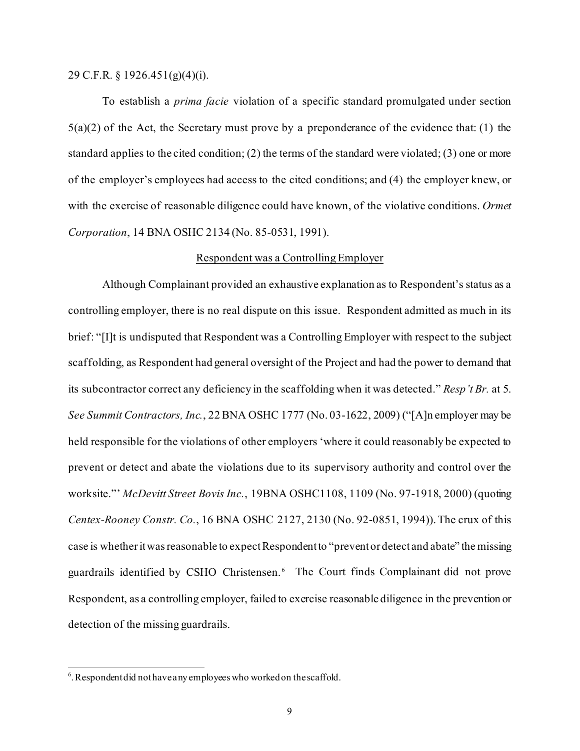29 C.F.R. § 1926.451(g)(4)(i).

To establish a *prima facie* violation of a specific standard promulgated under section 5(a)(2) of the Act, the Secretary must prove by a preponderance of the evidence that: (1) the standard applies to the cited condition; (2) the terms of the standard were violated; (3) one or more of the employer's employees had access to the cited conditions; and (4) the employer knew, or with the exercise of reasonable diligence could have known, of the violative conditions. *Ormet Corporation*, 14 BNA OSHC 2134 (No. 85-0531, 1991).

<u>Respondent was a Controlling Employer</u>

Although Complainant provided an exhaustive explanation as to Respondent's status as a controlling employer, there is no real dispute on this issue. Respondent admitted as much in its brief: "[I]t is undisputed that Respondent was a Controlling Employer with respect to the subject scaffolding, as Respondent had general oversight of the Project and had the power to demand that its subcontractor correct any deficiency in the scaffolding when it was detected." *Resp't Br.* at 5. *See Summit Contractors, Inc.*, 22 BNA OSHC 1777 (No. 03-1622, 2009) ("[A]n employer may be held responsible for the violations of other employers 'where it could reasonably be expected to prevent or detect and abate the violations due to its supervisory authority and control over the worksite."' *McDevitt Street Bovis Inc.*, 19BNA OSHC1108, 1109 (No. 97-1918, 2000) (quoting *Centex-Rooney Constr. Co.*, 16 BNA OSHC 2127, 2130 (No. 92-0851, 1994)). The crux of this case is whether it was reasonable to expect Respondent to "prevent or detect and abate" the missing guardrails identified by CSHO Christensen.[6] The Court finds Complainant did not prove Respondent, as a controlling employer, failed to exercise reasonable diligence in the prevention or detection of the missing guardrails.

---

[6]. Respondent did not have any employees who worked on the scaffold.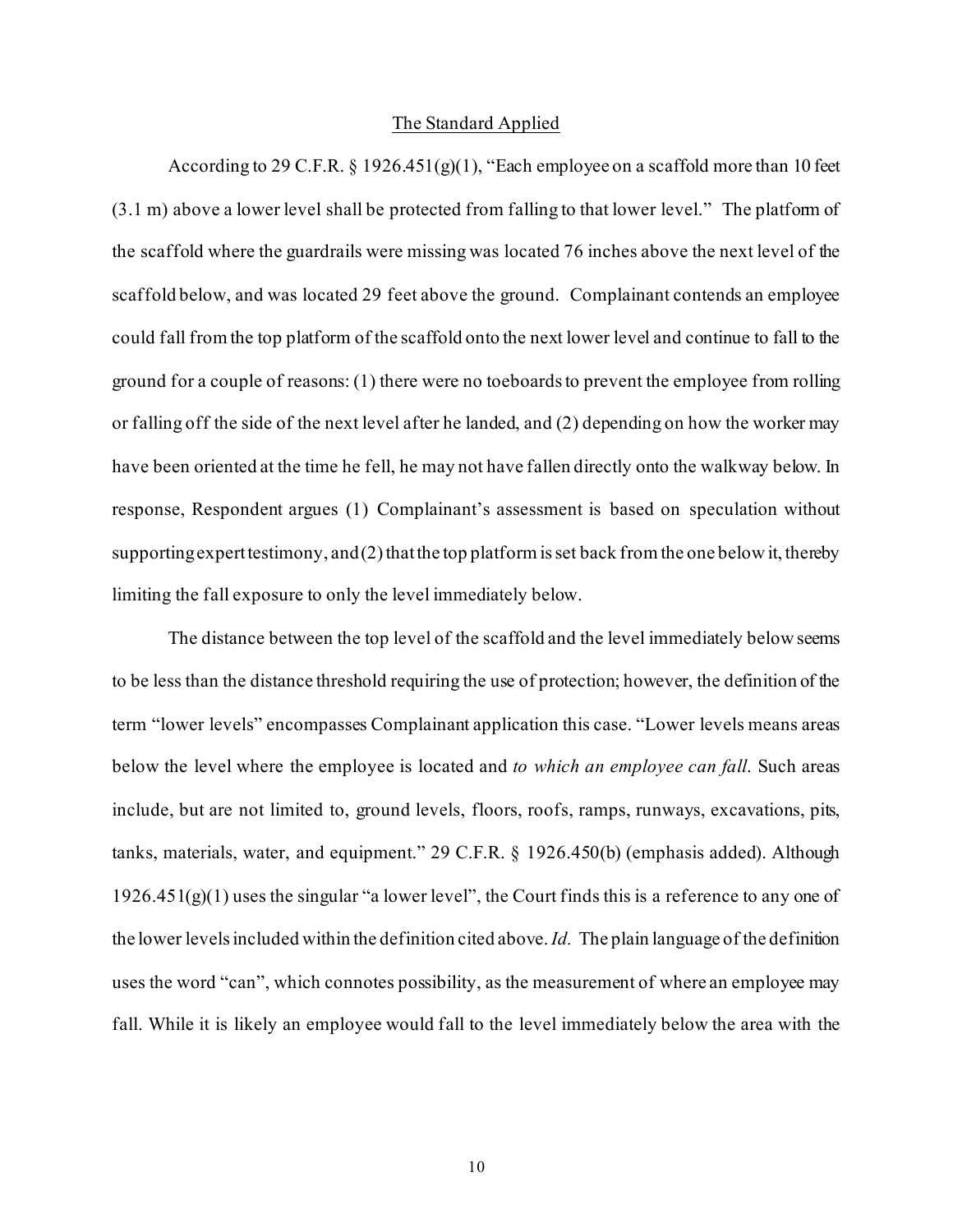## The Standard Applied

According to 29 C.F.R. § 1926.451(g)(1), "Each employee on a scaffold more than 10 feet (3.1 m) above a lower level shall be protected from falling to that lower level." The platform of the scaffold where the guardrails were missing was located 76 inches above the next level of the scaffold below, and was located 29 feet above the ground. Complainant contends an employee could fall from the top platform of the scaffold onto the next lower level and continue to fall to the ground for a couple of reasons: (1) there were no toeboards to prevent the employee from rolling or falling off the side of the next level after he landed, and (2) depending on how the worker may have been oriented at the time he fell, he may not have fallen directly onto the walkway below. In response, Respondent argues (1) Complainant's assessment is based on speculation without supporting expert testimony, and (2) that the top platform is set back from the one below it, thereby limiting the fall exposure to only the level immediately below.

The distance between the top level of the scaffold and the level immediately below seems to be less than the distance threshold requiring the use of protection; however, the definition of the term "lower levels" encompasses Complainant application this case. "Lower levels means areas below the level where the employee is located and *to which an employee can fall*. Such areas include, but are not limited to, ground levels, floors, roofs, ramps, runways, excavations, pits, tanks, materials, water, and equipment." 29 C.F.R. § 1926.450(b) (emphasis added). Although 1926.451(g)(1) uses the singular "a lower level", the Court finds this is a reference to any one of the lower levels included within the definition cited above. *Id.* The plain language of the definition uses the word "can", which connotes possibility, as the measurement of where an employee may fall. While it is likely an employee would fall to the level immediately below the area with the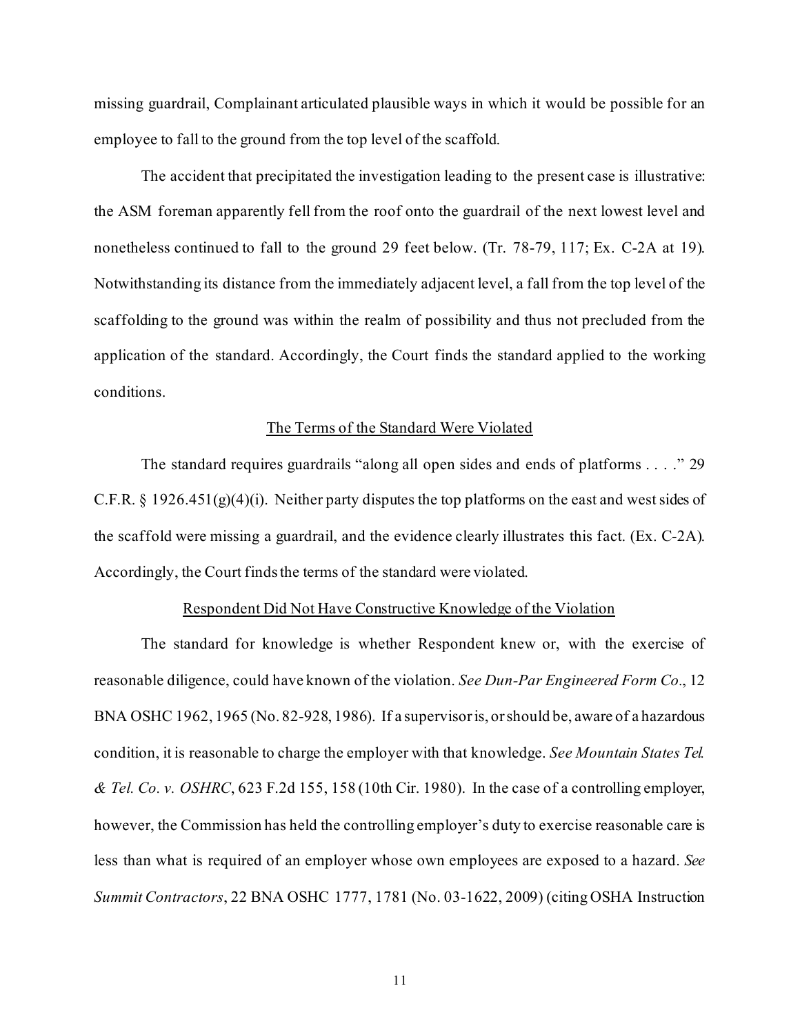missing guardrail, Complainant articulated plausible ways in which it would be possible for an employee to fall to the ground from the top level of the scaffold.

The accident that precipitated the investigation leading to the present case is illustrative: the ASM foreman apparently fell from the roof onto the guardrail of the next lowest level and nonetheless continued to fall to the ground 29 feet below. (Tr. 78-79, 117; Ex. C-2A at 19). Notwithstanding its distance from the immediately adjacent level, a fall from the top level of the scaffolding to the ground was within the realm of possibility and thus not precluded from the application of the standard. Accordingly, the Court finds the standard applied to the working conditions.

<u>The Terms of the Standard Were Violated</u>

The standard requires guardrails "along all open sides and ends of platforms . . . ." 29 C.F.R. § 1926.451(g)(4)(i). Neither party disputes the top platforms on the east and west sides of the scaffold were missing a guardrail, and the evidence clearly illustrates this fact. (Ex. C-2A). Accordingly, the Court finds the terms of the standard were violated.

<u>Respondent Did Not Have Constructive Knowledge of the Violation</u>

The standard for knowledge is whether Respondent knew or, with the exercise of reasonable diligence, could have known of the violation. *See Dun-Par Engineered Form Co*., 12 BNA OSHC 1962, 1965 (No. 82-928, 1986). If a supervisor is, or should be, aware of a hazardous condition, it is reasonable to charge the employer with that knowledge. *See Mountain States Tel. & Tel. Co. v. OSHRC*, 623 F.2d 155, 158 (10th Cir. 1980). In the case of a controlling employer, however, the Commission has held the controlling employer's duty to exercise reasonable care is less than what is required of an employer whose own employees are exposed to a hazard. *See Summit Contractors*, 22 BNA OSHC 1777, 1781 (No. 03-1622, 2009) (citing OSHA Instruction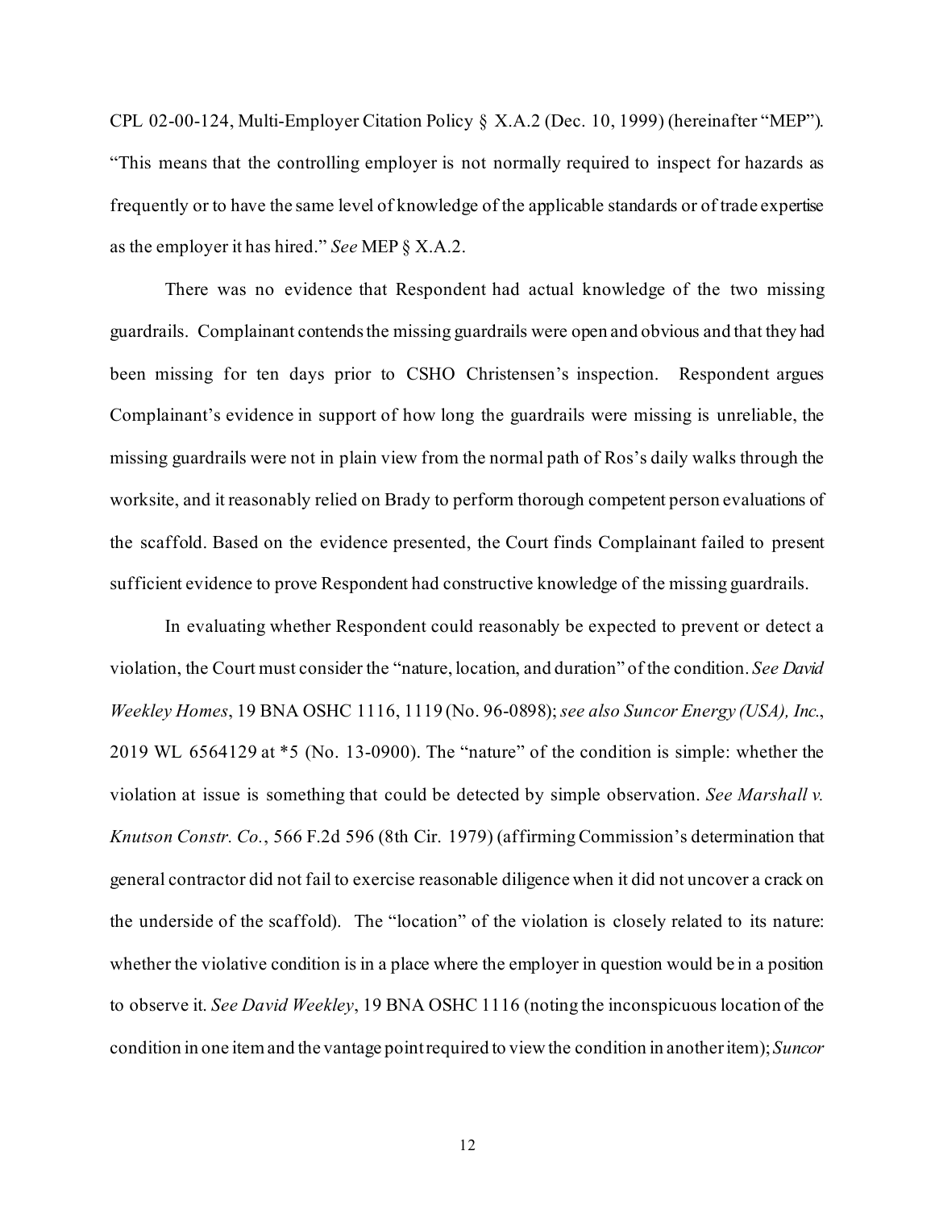CPL 02-00-124, Multi-Employer Citation Policy § X.A.2 (Dec. 10, 1999) (hereinafter "MEP"). "This means that the controlling employer is not normally required to inspect for hazards as frequently or to have the same level of knowledge of the applicable standards or of trade expertise as the employer it has hired." *See* MEP § X.A.2.

There was no evidence that Respondent had actual knowledge of the two missing guardrails. Complainant contends the missing guardrails were open and obvious and that they had been missing for ten days prior to CSHO Christensen's inspection. Respondent argues Complainant's evidence in support of how long the guardrails were missing is unreliable, the missing guardrails were not in plain view from the normal path of Ros's daily walks through the worksite, and it reasonably relied on Brady to perform thorough competent person evaluations of the scaffold. Based on the evidence presented, the Court finds Complainant failed to present sufficient evidence to prove Respondent had constructive knowledge of the missing guardrails.

In evaluating whether Respondent could reasonably be expected to prevent or detect a violation, the Court must consider the "nature, location, and duration" of the condition. *See David Weekley Homes*, 19 BNA OSHC 1116, 1119 (No. 96-0898); *see also Suncor Energy (USA), Inc.*, 2019 WL 6564129 at *5 (No. 13-0900). The "nature" of the condition is simple: whether the violation at issue is something that could be detected by simple observation. *See Marshall v. Knutson Constr. Co.*, 566 F.2d 596 (8th Cir. 1979) (affirming Commission's determination that general contractor did not fail to exercise reasonable diligence when it did not uncover a crack on the underside of the scaffold). The "location" of the violation is closely related to its nature: whether the violative condition is in a place where the employer in question would be in a position to observe it. *See David Weekley*, 19 BNA OSHC 1116 (noting the inconspicuous location of the condition in one item and the vantage point required to view the condition in another item); *Suncor*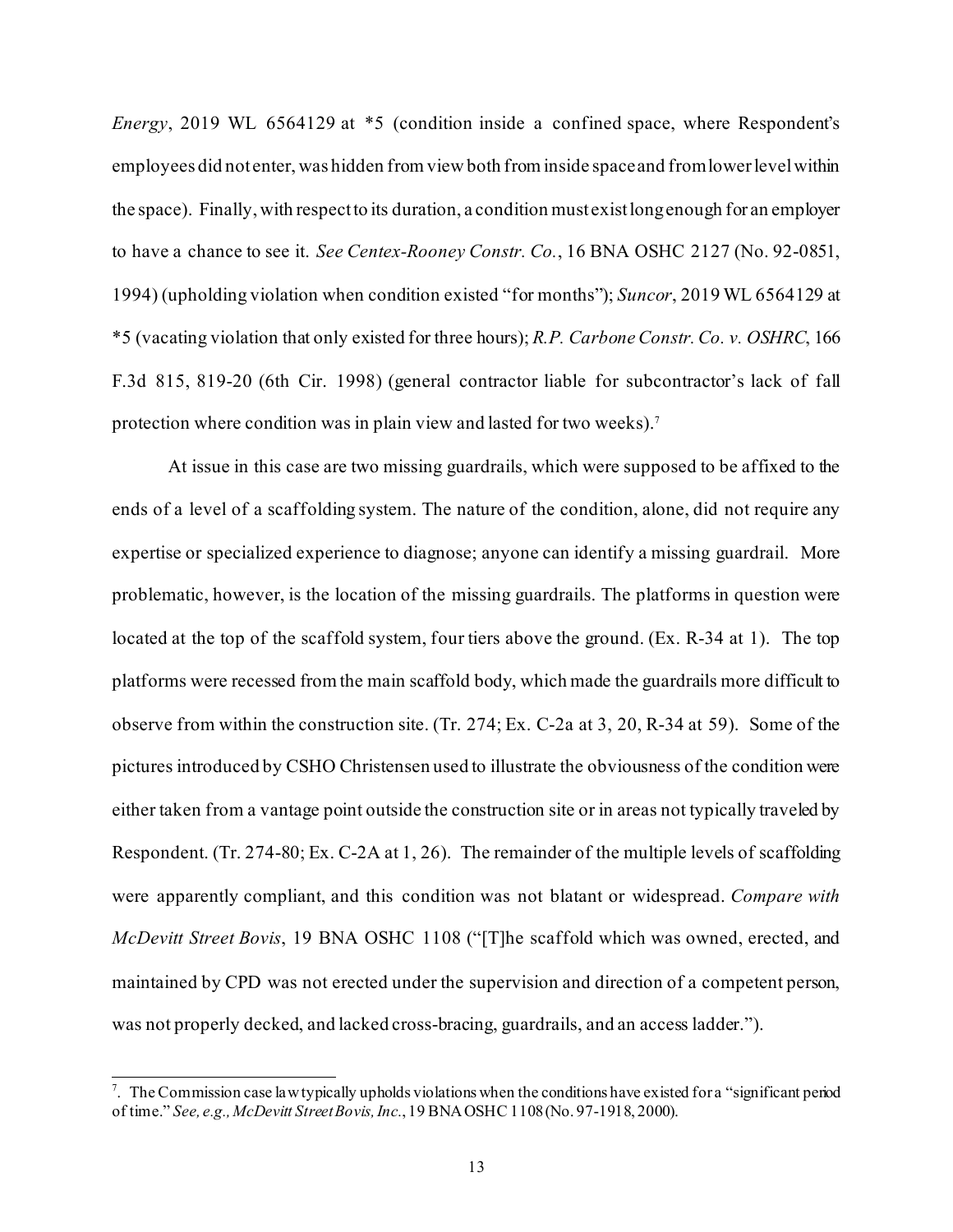*Energy*, 2019 WL 6564129 at *5 (condition inside a confined space, where Respondent's employees did not enter, was hidden from view both from inside space and from lower level within the space). Finally, with respect to its duration, a condition must exist long enough for an employer to have a chance to see it. *See Centex-Rooney Constr. Co.*, 16 BNA OSHC 2127 (No. 92-0851, 1994) (upholding violation when condition existed "for months"); *Suncor*, 2019 WL 6564129 at *5 (vacating violation that only existed for three hours); *R.P. Carbone Constr. Co. v. OSHRC*, 166 F.3d 815, 819-20 (6th Cir. 1998) (general contractor liable for subcontractor's lack of fall protection where condition was in plain view and lasted for two weeks).[7]

At issue in this case are two missing guardrails, which were supposed to be affixed to the ends of a level of a scaffolding system. The nature of the condition, alone, did not require any expertise or specialized experience to diagnose; anyone can identify a missing guardrail. More problematic, however, is the location of the missing guardrails. The platforms in question were located at the top of the scaffold system, four tiers above the ground. (Ex. R-34 at 1). The top platforms were recessed from the main scaffold body, which made the guardrails more difficult to observe from within the construction site. (Tr. 274; Ex. C-2a at 3, 20, R-34 at 59). Some of the pictures introduced by CSHO Christensen used to illustrate the obviousness of the condition were either taken from a vantage point outside the construction site or in areas not typically traveled by Respondent. (Tr. 274-80; Ex. C-2A at 1, 26). The remainder of the multiple levels of scaffolding were apparently compliant, and this condition was not blatant or widespread. *Compare with McDevitt Street Bovis*, 19 BNA OSHC 1108 ("[T]he scaffold which was owned, erected, and maintained by CPD was not erected under the supervision and direction of a competent person, was not properly decked, and lacked cross-bracing, guardrails, and an access ladder.").

---

[7]. The Commission case law typically upholds violations when the conditions have existed for a "significant period of time." *See, e.g., McDevitt Street Bovis, Inc.*, 19 BNA OSHC 1108 (No. 97-1918, 2000).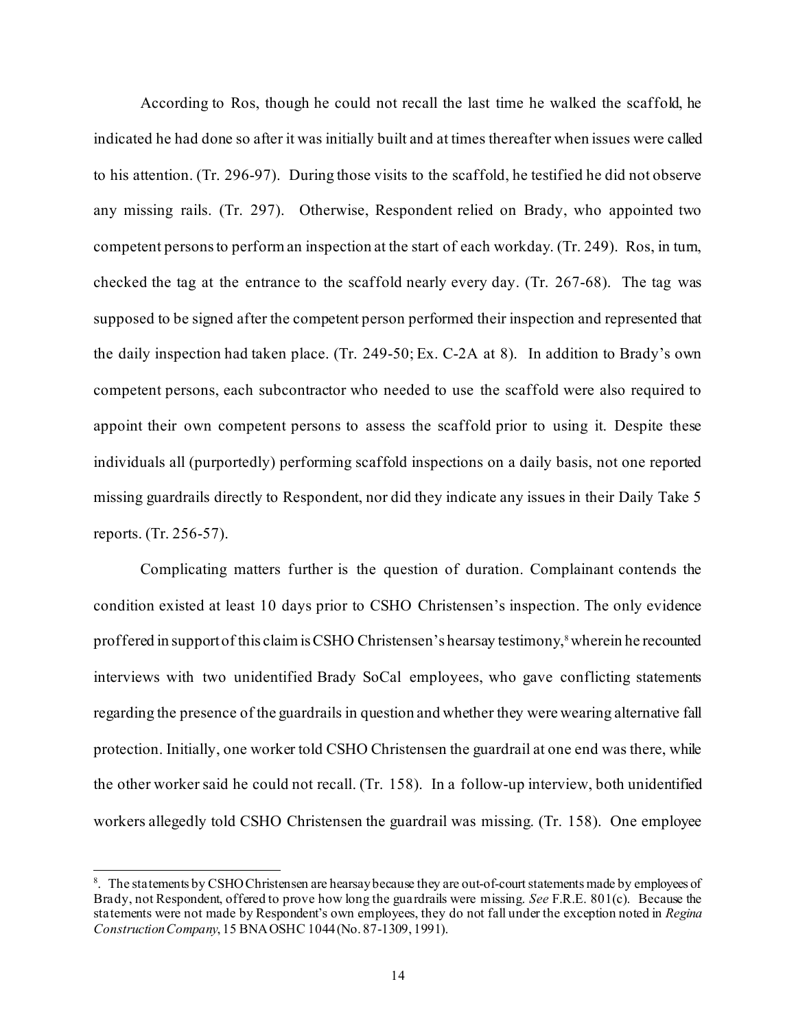According to Ros, though he could not recall the last time he walked the scaffold, he indicated he had done so after it was initially built and at times thereafter when issues were called to his attention. (Tr. 296-97). During those visits to the scaffold, he testified he did not observe any missing rails. (Tr. 297). Otherwise, Respondent relied on Brady, who appointed two competent persons to perform an inspection at the start of each workday. (Tr. 249). Ros, in turn, checked the tag at the entrance to the scaffold nearly every day. (Tr. 267-68). The tag was supposed to be signed after the competent person performed their inspection and represented that the daily inspection had taken place. (Tr. 249-50; Ex. C-2A at 8). In addition to Brady's own competent persons, each subcontractor who needed to use the scaffold were also required to appoint their own competent persons to assess the scaffold prior to using it. Despite these individuals all (purportedly) performing scaffold inspections on a daily basis, not one reported missing guardrails directly to Respondent, nor did they indicate any issues in their Daily Take 5 reports. (Tr. 256-57).

Complicating matters further is the question of duration. Complainant contends the condition existed at least 10 days prior to CSHO Christensen's inspection. The only evidence proffered in support of this claim is CSHO Christensen's hearsay testimony,[8] wherein he recounted interviews with two unidentified Brady SoCal employees, who gave conflicting statements regarding the presence of the guardrails in question and whether they were wearing alternative fall protection. Initially, one worker told CSHO Christensen the guardrail at one end was there, while the other worker said he could not recall. (Tr. 158). In a follow-up interview, both unidentified workers allegedly told CSHO Christensen the guardrail was missing. (Tr. 158). One employee

---

[8]. The statements by CSHO Christensen are hearsay because they are out-of-court statements made by employees of Brady, not Respondent, offered to prove how long the guardrails were missing. *See* F.R.E. 801(c). Because the statements were not made by Respondent's own employees, they do not fall under the exception noted in *Regina Construction Company*, 15 BNA OSHC 1044 (No. 87-1309, 1991).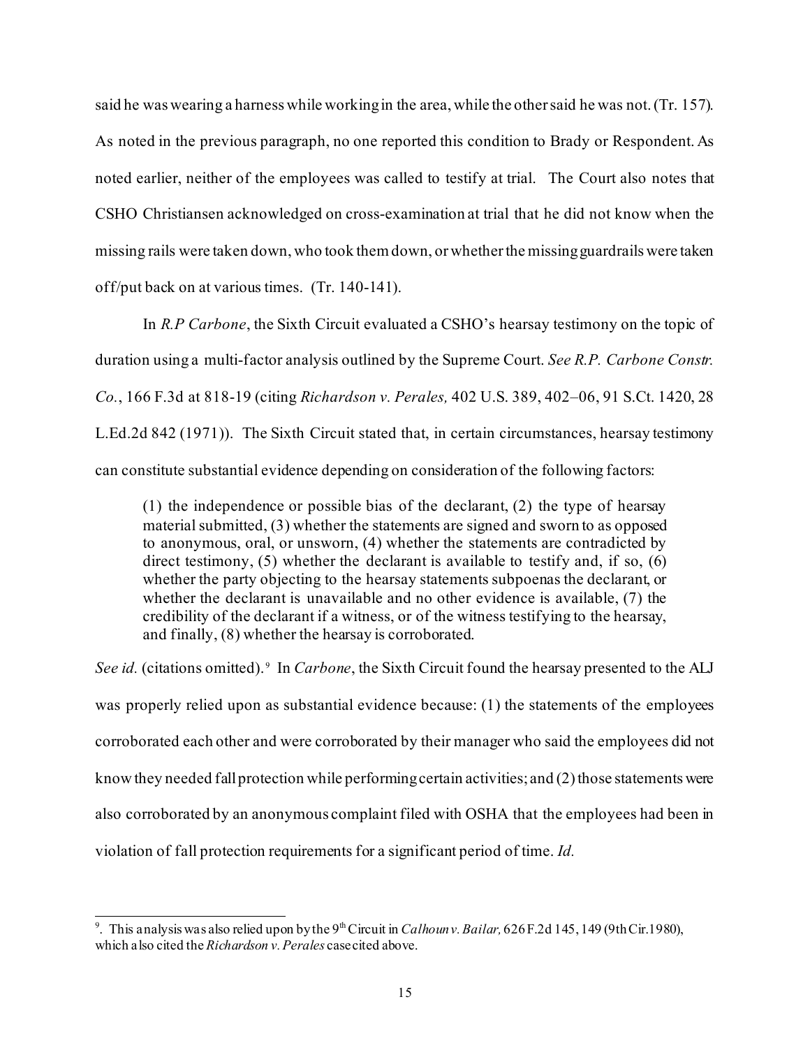said he was wearing a harness while working in the area, while the other said he was not. (Tr. 157). As noted in the previous paragraph, no one reported this condition to Brady or Respondent. As noted earlier, neither of the employees was called to testify at trial. The Court also notes that CSHO Christiansen acknowledged on cross-examination at trial that he did not know when the missing rails were taken down, who took them down, or whether the missing guardrails were taken off/put back on at various times. (Tr. 140-141).

In *R.P Carbone*, the Sixth Circuit evaluated a CSHO's hearsay testimony on the topic of duration using a multi-factor analysis outlined by the Supreme Court. *See R.P. Carbone Constr. Co.*, 166 F.3d at 818-19 (citing *Richardson v. Perales,* 402 U.S. 389, 402–06, 91 S.Ct. 1420, 28 L.Ed.2d 842 (1971)). The Sixth Circuit stated that, in certain circumstances, hearsay testimony can constitute substantial evidence depending on consideration of the following factors:

> (1) the independence or possible bias of the declarant, (2) the type of hearsay material submitted, (3) whether the statements are signed and sworn to as opposed to anonymous, oral, or unsworn, (4) whether the statements are contradicted by direct testimony, (5) whether the declarant is available to testify and, if so, (6) whether the party objecting to the hearsay statements subpoenas the declarant, or whether the declarant is unavailable and no other evidence is available, (7) the credibility of the declarant if a witness, or of the witness testifying to the hearsay, and finally, (8) whether the hearsay is corroborated.

*See id.* (citations omitted).[9] In *Carbone*, the Sixth Circuit found the hearsay presented to the ALJ was properly relied upon as substantial evidence because: (1) the statements of the employees corroborated each other and were corroborated by their manager who said the employees did not know they needed fall protection while performing certain activities; and (2) those statements were also corroborated by an anonymous complaint filed with OSHA that the employees had been in violation of fall protection requirements for a significant period of time. *Id.*

---

[9]. This analysis was also relied upon by the 9th Circuit in *Calhoun v. Bailar,* 626 F.2d 145, 149 (9th Cir.1980), which also cited the *Richardson v. Perales* case cited above.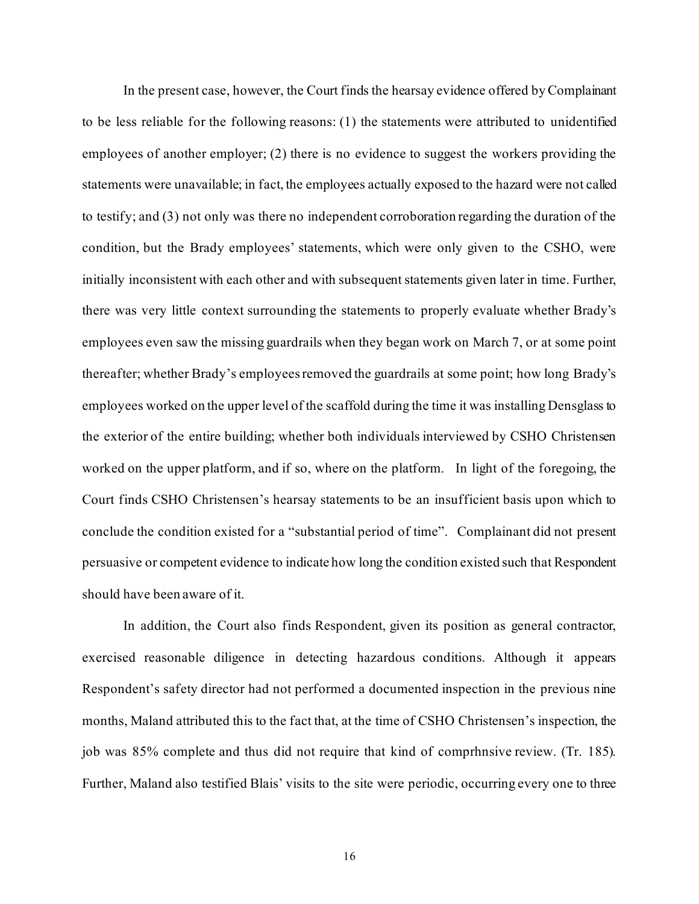In the present case, however, the Court finds the hearsay evidence offered by Complainant to be less reliable for the following reasons: (1) the statements were attributed to unidentified employees of another employer; (2) there is no evidence to suggest the workers providing the statements were unavailable; in fact, the employees actually exposed to the hazard were not called to testify; and (3) not only was there no independent corroboration regarding the duration of the condition, but the Brady employees' statements, which were only given to the CSHO, were initially inconsistent with each other and with subsequent statements given later in time. Further, there was very little context surrounding the statements to properly evaluate whether Brady's employees even saw the missing guardrails when they began work on March 7, or at some point thereafter; whether Brady's employees removed the guardrails at some point; how long Brady's employees worked on the upper level of the scaffold during the time it was installing Densglass to the exterior of the entire building; whether both individuals interviewed by CSHO Christensen worked on the upper platform, and if so, where on the platform. In light of the foregoing, the Court finds CSHO Christensen's hearsay statements to be an insufficient basis upon which to conclude the condition existed for a "substantial period of time". Complainant did not present persuasive or competent evidence to indicate how long the condition existed such that Respondent should have been aware of it.

In addition, the Court also finds Respondent, given its position as general contractor, exercised reasonable diligence in detecting hazardous conditions. Although it appears Respondent's safety director had not performed a documented inspection in the previous nine months, Maland attributed this to the fact that, at the time of CSHO Christensen's inspection, the job was 85% complete and thus did not require that kind of comprhnsive review. (Tr. 185). Further, Maland also testified Blais' visits to the site were periodic, occurring every one to three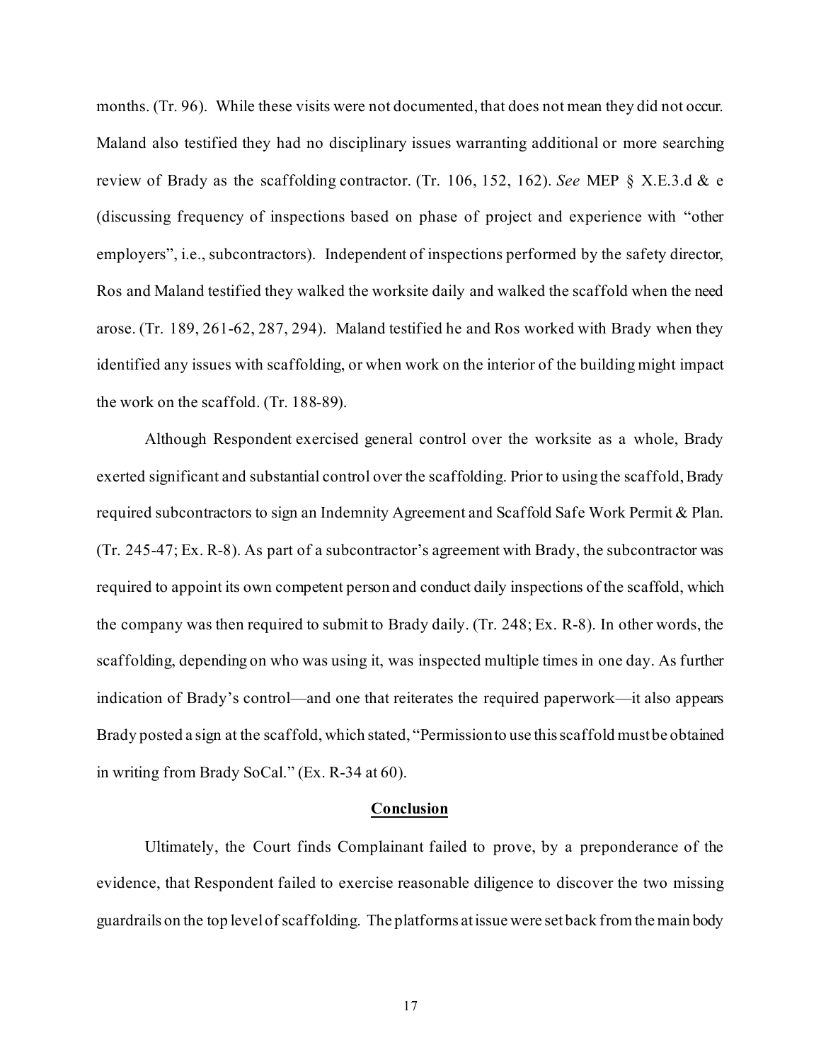months. (Tr. 96). While these visits were not documented, that does not mean they did not occur. Maland also testified they had no disciplinary issues warranting additional or more searching review of Brady as the scaffolding contractor. (Tr. 106, 152, 162). *See* MEP § X.E.3.d & e (discussing frequency of inspections based on phase of project and experience with "other employers", i.e., subcontractors). Independent of inspections performed by the safety director, Ros and Maland testified they walked the worksite daily and walked the scaffold when the need arose. (Tr. 189, 261-62, 287, 294). Maland testified he and Ros worked with Brady when they identified any issues with scaffolding, or when work on the interior of the building might impact the work on the scaffold. (Tr. 188-89).

Although Respondent exercised general control over the worksite as a whole, Brady exerted significant and substantial control over the scaffolding. Prior to using the scaffold, Brady required subcontractors to sign an Indemnity Agreement and Scaffold Safe Work Permit & Plan. (Tr. 245-47; Ex. R-8). As part of a subcontractor's agreement with Brady, the subcontractor was required to appoint its own competent person and conduct daily inspections of the scaffold, which the company was then required to submit to Brady daily. (Tr. 248; Ex. R-8). In other words, the scaffolding, depending on who was using it, was inspected multiple times in one day. As further indication of Brady's control—and one that reiterates the required paperwork—it also appears Brady posted a sign at the scaffold, which stated, "Permission to use this scaffold must be obtained in writing from Brady SoCal." (Ex. R-34 at 60).

## Conclusion

Ultimately, the Court finds Complainant failed to prove, by a preponderance of the evidence, that Respondent failed to exercise reasonable diligence to discover the two missing guardrails on the top level of scaffolding. The platforms at issue were set back from the main body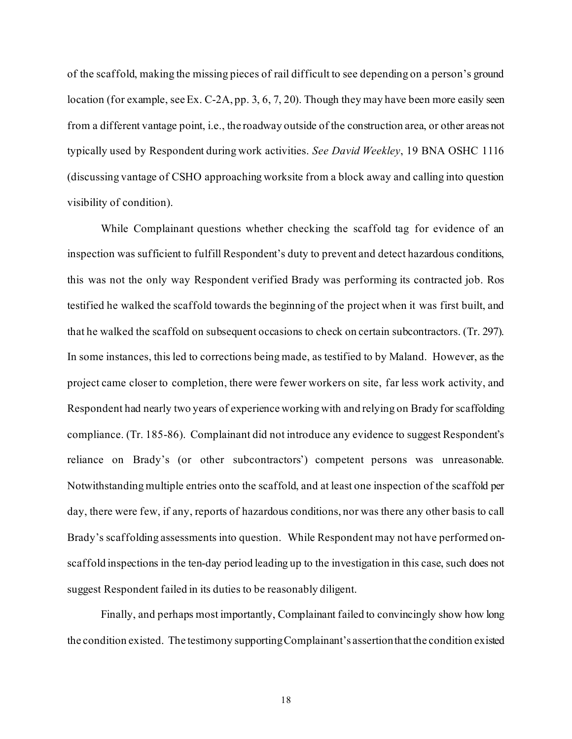of the scaffold, making the missing pieces of rail difficult to see depending on a person's ground location (for example, see Ex. C-2A, pp. 3, 6, 7, 20). Though they may have been more easily seen from a different vantage point, i.e., the roadway outside of the construction area, or other areas not typically used by Respondent during work activities. *See David Weekley*, 19 BNA OSHC 1116 (discussing vantage of CSHO approaching worksite from a block away and calling into question visibility of condition).

While Complainant questions whether checking the scaffold tag for evidence of an inspection was sufficient to fulfill Respondent's duty to prevent and detect hazardous conditions, this was not the only way Respondent verified Brady was performing its contracted job. Ros testified he walked the scaffold towards the beginning of the project when it was first built, and that he walked the scaffold on subsequent occasions to check on certain subcontractors. (Tr. 297). In some instances, this led to corrections being made, as testified to by Maland. However, as the project came closer to completion, there were fewer workers on site, far less work activity, and Respondent had nearly two years of experience working with and relying on Brady for scaffolding compliance. (Tr. 185-86). Complainant did not introduce any evidence to suggest Respondent's reliance on Brady's (or other subcontractors') competent persons was unreasonable. Notwithstanding multiple entries onto the scaffold, and at least one inspection of the scaffold per day, there were few, if any, reports of hazardous conditions, nor was there any other basis to call Brady's scaffolding assessments into question. While Respondent may not have performed on-scaffold inspections in the ten-day period leading up to the investigation in this case, such does not suggest Respondent failed in its duties to be reasonably diligent.

Finally, and perhaps most importantly, Complainant failed to convincingly show how long the condition existed. The testimony supporting Complainant's assertion that the condition existed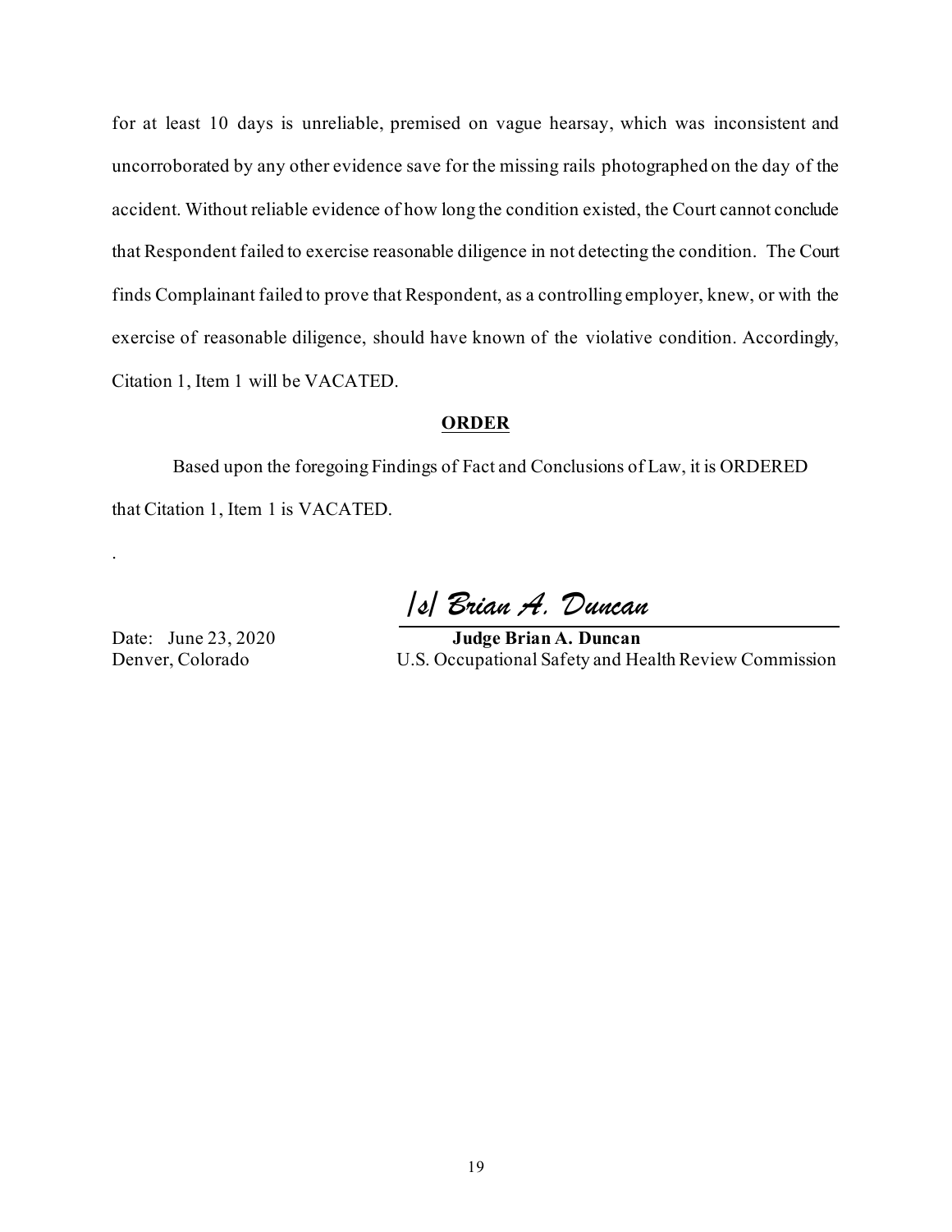for at least 10 days is unreliable, premised on vague hearsay, which was inconsistent and uncorroborated by any other evidence save for the missing rails photographed on the day of the accident. Without reliable evidence of how long the condition existed, the Court cannot conclude that Respondent failed to exercise reasonable diligence in not detecting the condition. The Court finds Complainant failed to prove that Respondent, as a controlling employer, knew, or with the exercise of reasonable diligence, should have known of the violative condition. Accordingly, Citation 1, Item 1 will be VACATED.

## **ORDER**

Based upon the foregoing Findings of Fact and Conclusions of Law, it is ORDERED that Citation 1, Item 1 is VACATED.

.

*/s/ Brian A. Duncan*

**Judge Brian A. Duncan**
U.S. Occupational Safety and Health Review Commission

Date: June 23, 2020
Denver, Colorado